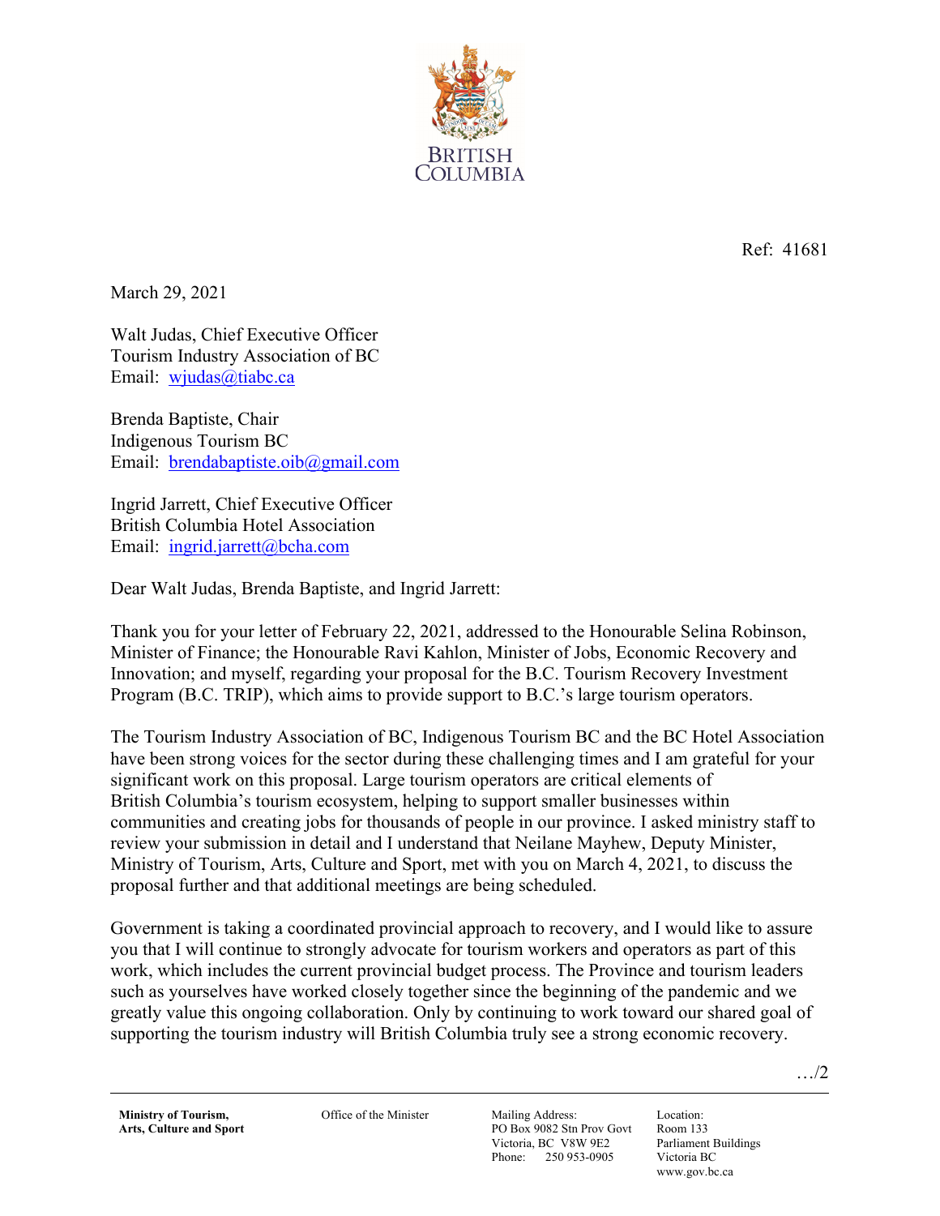BRITISH COLUMBIA

Ref: 41681

March 29, 2021

Walt Judas, Chief Executive Officer
Tourism Industry Association of BC
Email: wjudas@tiabc.ca

Brenda Baptiste, Chair
Indigenous Tourism BC
Email: brendabaptiste.oib@gmail.com

Ingrid Jarrett, Chief Executive Officer
British Columbia Hotel Association
Email: ingrid.jarrett@bcha.com

Dear Walt Judas, Brenda Baptiste, and Ingrid Jarrett:

Thank you for your letter of February 22, 2021, addressed to the Honourable Selina Robinson, Minister of Finance; the Honourable Ravi Kahlon, Minister of Jobs, Economic Recovery and Innovation; and myself, regarding your proposal for the B.C. Tourism Recovery Investment Program (B.C. TRIP), which aims to provide support to B.C.'s large tourism operators.

The Tourism Industry Association of BC, Indigenous Tourism BC and the BC Hotel Association have been strong voices for the sector during these challenging times and I am grateful for your significant work on this proposal. Large tourism operators are critical elements of British Columbia's tourism ecosystem, helping to support smaller businesses within communities and creating jobs for thousands of people in our province. I asked ministry staff to review your submission in detail and I understand that Neilane Mayhew, Deputy Minister, Ministry of Tourism, Arts, Culture and Sport, met with you on March 4, 2021, to discuss the proposal further and that additional meetings are being scheduled.

Government is taking a coordinated provincial approach to recovery, and I would like to assure you that I will continue to strongly advocate for tourism workers and operators as part of this work, which includes the current provincial budget process. The Province and tourism leaders such as yourselves have worked closely together since the beginning of the pandemic and we greatly value this ongoing collaboration. Only by continuing to work toward our shared goal of supporting the tourism industry will British Columbia truly see a strong economic recovery.

…/2

**Ministry of Tourism, Arts, Culture and Sport** | Office of the Minister | Mailing Address: PO Box 9082 Stn Prov Govt, Victoria, BC V8W 9E2, Phone: 250 953-0905 | Location: Room 133, Parliament Buildings, Victoria BC, www.gov.bc.ca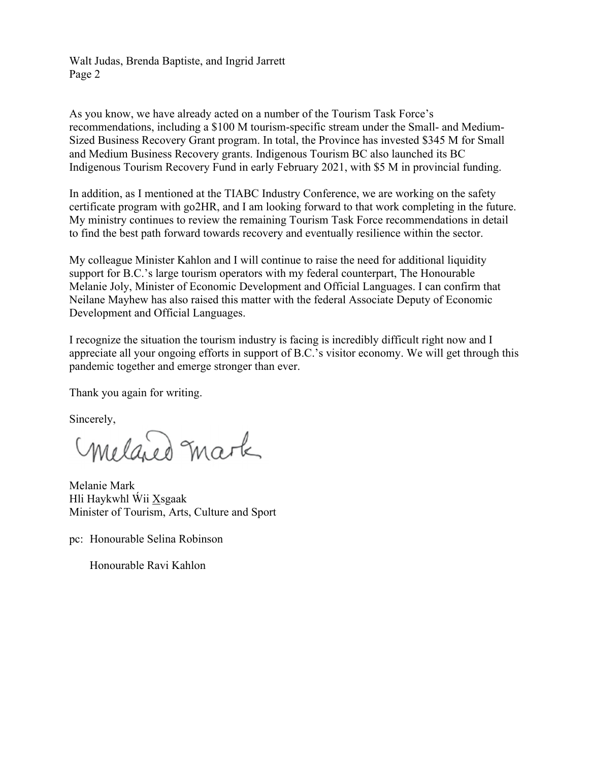As you know, we have already acted on a number of the Tourism Task Force's recommendations, including a $100 M tourism-specific stream under the Small- and Medium-Sized Business Recovery Grant program. In total, the Province has invested $345 M for Small and Medium Business Recovery grants. Indigenous Tourism BC also launched its BC Indigenous Tourism Recovery Fund in early February 2021, with $5 M in provincial funding.

In addition, as I mentioned at the TIABC Industry Conference, we are working on the safety certificate program with go2HR, and I am looking forward to that work completing in the future. My ministry continues to review the remaining Tourism Task Force recommendations in detail to find the best path forward towards recovery and eventually resilience within the sector.

My colleague Minister Kahlon and I will continue to raise the need for additional liquidity support for B.C.'s large tourism operators with my federal counterpart, The Honourable Melanie Joly, Minister of Economic Development and Official Languages. I can confirm that Neilane Mayhew has also raised this matter with the federal Associate Deputy of Economic Development and Official Languages.

I recognize the situation the tourism industry is facing is incredibly difficult right now and I appreciate all your ongoing efforts in support of B.C.'s visitor economy. We will get through this pandemic together and emerge stronger than ever.

Thank you again for writing.

Sincerely,

Melanie Mark

Melanie Mark
Hli Haykwhl Ẃii X̱sgaak
Minister of Tourism, Arts, Culture and Sport

pc: Honourable Selina Robinson

Honourable Ravi Kahlon